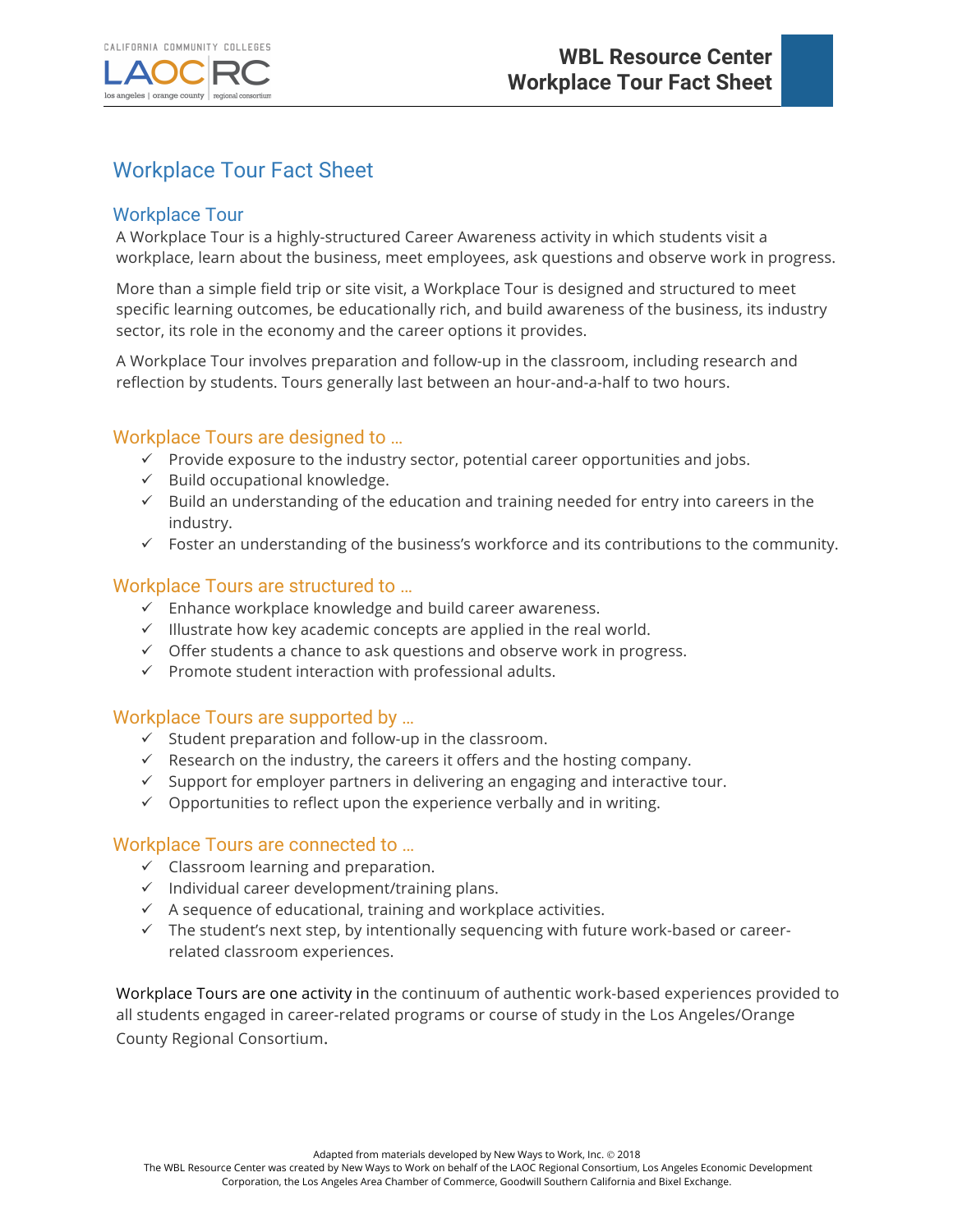# Workplace Tour Fact Sheet

## Workplace Tour

A Workplace Tour is a highly-structured Career Awareness activity in which students visit a workplace, learn about the business, meet employees, ask questions and observe work in progress.

More than a simple field trip or site visit, a Workplace Tour is designed and structured to meet specific learning outcomes, be educationally rich, and build awareness of the business, its industry sector, its role in the economy and the career options it provides.

A Workplace Tour involves preparation and follow-up in the classroom, including research and reflection by students. Tours generally last between an hour-and-a-half to two hours.

### Workplace Tours are designed to …

- ✓ Provide exposure to the industry sector, potential career opportunities and jobs.
- ✓ Build occupational knowledge.
- ✓ Build an understanding of the education and training needed for entry into careers in the industry.
- ✓ Foster an understanding of the business's workforce and its contributions to the community.

### Workplace Tours are structured to …

- ✓ Enhance workplace knowledge and build career awareness.
- ✓ Illustrate how key academic concepts are applied in the real world.
- ✓ Offer students a chance to ask questions and observe work in progress.
- ✓ Promote student interaction with professional adults.

### Workplace Tours are supported by …

- ✓ Student preparation and follow-up in the classroom.
- ✓ Research on the industry, the careers it offers and the hosting company.
- ✓ Support for employer partners in delivering an engaging and interactive tour.
- ✓ Opportunities to reflect upon the experience verbally and in writing.

### Workplace Tours are connected to …

- ✓ Classroom learning and preparation.
- ✓ Individual career development/training plans.
- ✓ A sequence of educational, training and workplace activities.
- ✓ The student's next step, by intentionally sequencing with future work-based or career-related classroom experiences.

Workplace Tours are one activity in the continuum of authentic work-based experiences provided to all students engaged in career-related programs or course of study in the Los Angeles/Orange County Regional Consortium.

Adapted from materials developed by New Ways to Work, Inc. © 2018
The WBL Resource Center was created by New Ways to Work on behalf of the LAOC Regional Consortium, Los Angeles Economic Development Corporation, the Los Angeles Area Chamber of Commerce, Goodwill Southern California and Bixel Exchange.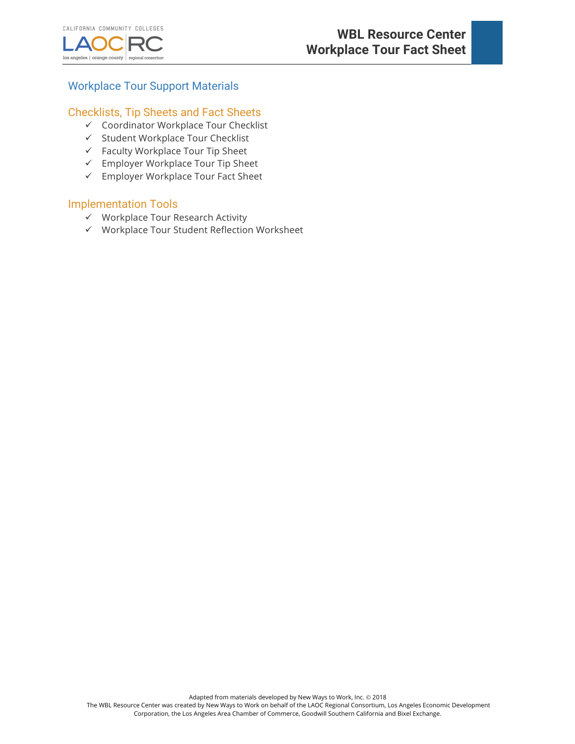## Workplace Tour Support Materials

### Checklists, Tip Sheets and Fact Sheets

- ✓ Coordinator Workplace Tour Checklist
- ✓ Student Workplace Tour Checklist
- ✓ Faculty Workplace Tour Tip Sheet
- ✓ Employer Workplace Tour Tip Sheet
- ✓ Employer Workplace Tour Fact Sheet

### Implementation Tools

- ✓ Workplace Tour Research Activity
- ✓ Workplace Tour Student Reflection Worksheet

Adapted from materials developed by New Ways to Work, Inc. © 2018
The WBL Resource Center was created by New Ways to Work on behalf of the LAOC Regional Consortium, Los Angeles Economic Development Corporation, the Los Angeles Area Chamber of Commerce, Goodwill Southern California and Bixel Exchange.